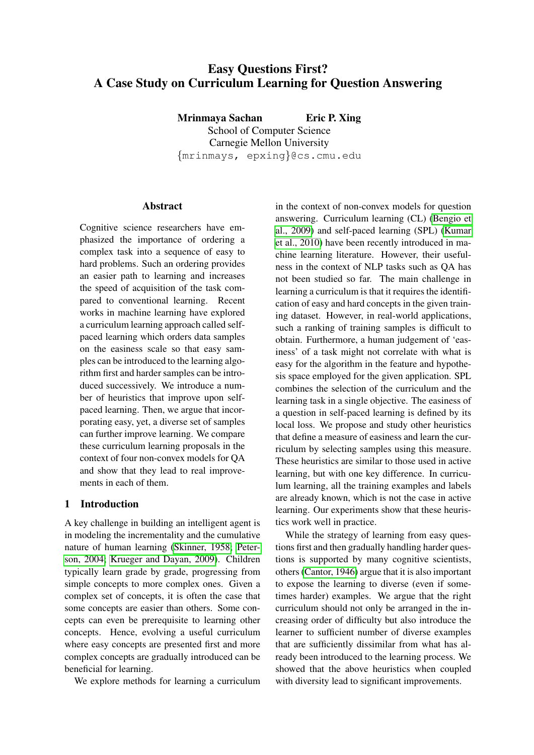# Easy Questions First? A Case Study on Curriculum Learning for Question Answering

**Mrinmaya Sachan** **Eric P. Xing**

School of Computer Science
Carnegie Mellon University
{mrinmays, epxing}@cs.cmu.edu

## Abstract

Cognitive science researchers have emphasized the importance of ordering a complex task into a sequence of easy to hard problems. Such an ordering provides an easier path to learning and increases the speed of acquisition of the task compared to conventional learning. Recent works in machine learning have explored a curriculum learning approach called self-paced learning which orders data samples on the easiness scale so that easy samples can be introduced to the learning algorithm first and harder samples can be introduced successively. We introduce a number of heuristics that improve upon self-paced learning. Then, we argue that incorporating easy, yet, a diverse set of samples can further improve learning. We compare these curriculum learning proposals in the context of four non-convex models for QA and show that they lead to real improvements in each of them.

## 1 Introduction

A key challenge in building an intelligent agent is in modeling the incrementality and the cumulative nature of human learning (Skinner, 1958; Peterson, 2004; Krueger and Dayan, 2009). Children typically learn grade by grade, progressing from simple concepts to more complex ones. Given a complex set of concepts, it is often the case that some concepts are easier than others. Some concepts can even be prerequisite to learning other concepts. Hence, evolving a useful curriculum where easy concepts are presented first and more complex concepts are gradually introduced can be beneficial for learning.

We explore methods for learning a curriculum in the context of non-convex models for question answering. Curriculum learning (CL) (Bengio et al., 2009) and self-paced learning (SPL) (Kumar et al., 2010) have been recently introduced in machine learning literature. However, their usefulness in the context of NLP tasks such as QA has not been studied so far. The main challenge in learning a curriculum is that it requires the identification of easy and hard concepts in the given training dataset. However, in real-world applications, such a ranking of training samples is difficult to obtain. Furthermore, a human judgement of 'easiness' of a task might not correlate with what is easy for the algorithm in the feature and hypothesis space employed for the given application. SPL combines the selection of the curriculum and the learning task in a single objective. The easiness of a question in self-paced learning is defined by its local loss. We propose and study other heuristics that define a measure of easiness and learn the curriculum by selecting samples using this measure. These heuristics are similar to those used in active learning, but with one key difference. In curriculum learning, all the training examples and labels are already known, which is not the case in active learning. Our experiments show that these heuristics work well in practice.

While the strategy of learning from easy questions first and then gradually handling harder questions is supported by many cognitive scientists, others (Cantor, 1946) argue that it is also important to expose the learning to diverse (even if sometimes harder) examples. We argue that the right curriculum should not only be arranged in the increasing order of difficulty but also introduce the learner to sufficient number of diverse examples that are sufficiently dissimilar from what has already been introduced to the learning process. We showed that the above heuristics when coupled with diversity lead to significant improvements.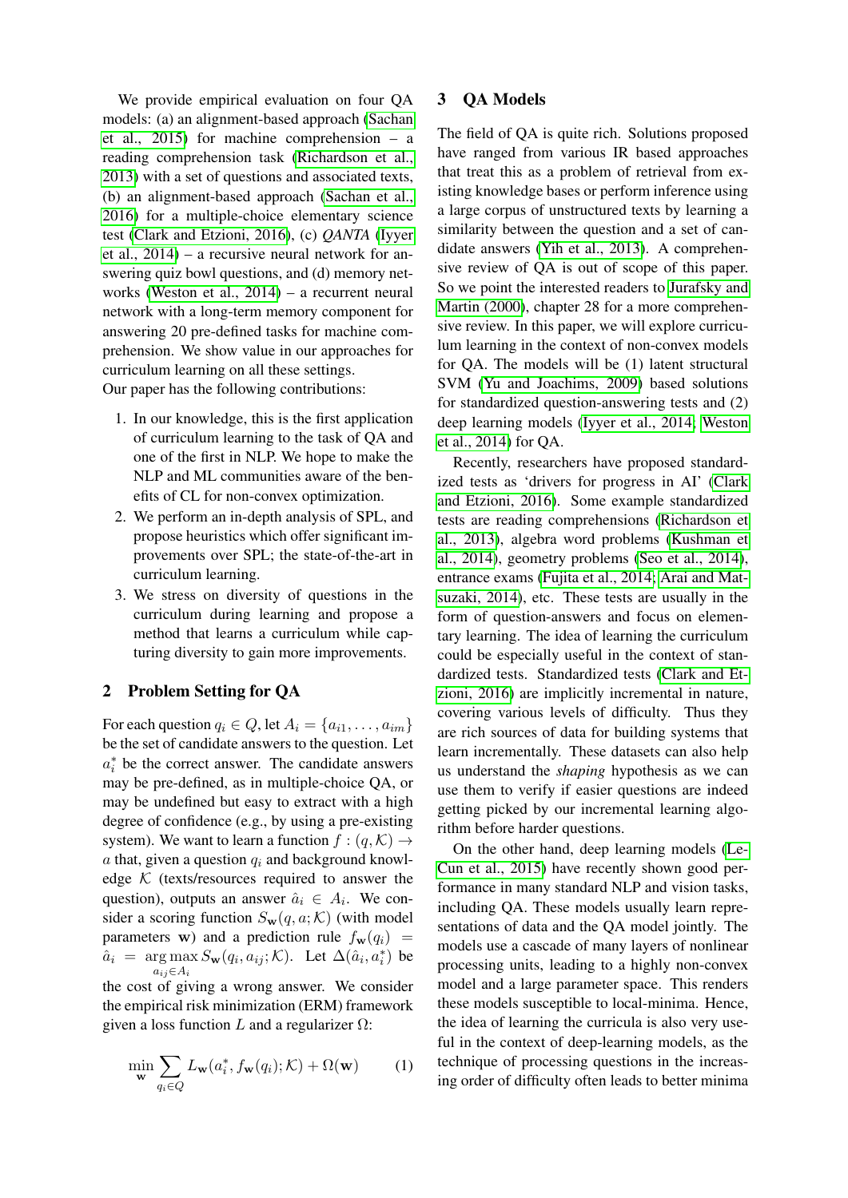We provide empirical evaluation on four QA models: (a) an alignment-based approach (Sachan et al., 2015) for machine comprehension – a reading comprehension task (Richardson et al., 2013) with a set of questions and associated texts, (b) an alignment-based approach (Sachan et al., 2016) for a multiple-choice elementary science test (Clark and Etzioni, 2016), (c) *QANTA* (Iyyer et al., 2014) – a recursive neural network for answering quiz bowl questions, and (d) memory networks (Weston et al., 2014) – a recurrent neural network with a long-term memory component for answering 20 pre-defined tasks for machine comprehension. We show value in our approaches for curriculum learning on all these settings.

Our paper has the following contributions:

1. In our knowledge, this is the first application of curriculum learning to the task of QA and one of the first in NLP. We hope to make the NLP and ML communities aware of the benefits of CL for non-convex optimization.
2. We perform an in-depth analysis of SPL, and propose heuristics which offer significant improvements over SPL; the state-of-the-art in curriculum learning.
3. We stress on diversity of questions in the curriculum during learning and propose a method that learns a curriculum while capturing diversity to gain more improvements.

## 2 Problem Setting for QA

For each question $q_i \in Q$, let $A_i = \{a_{i1}, \ldots, a_{im}\}$ be the set of candidate answers to the question. Let $a_i^*$ be the correct answer. The candidate answers may be pre-defined, as in multiple-choice QA, or may be undefined but easy to extract with a high degree of confidence (e.g., by using a pre-existing system). We want to learn a function $f : (q, \mathcal{K}) \rightarrow a$ that, given a question $q_i$ and background knowledge $\mathcal{K}$ (texts/resources required to answer the question), outputs an answer $\hat{a}_i \in A_i$. We consider a scoring function $S_{\mathbf{w}}(q, a; \mathcal{K})$ (with model parameters $\mathbf{w}$) and a prediction rule $f_{\mathbf{w}}(q_i) = \hat{a}_i = \underset{a_{ij} \in A_i}{\arg\max}\, S_{\mathbf{w}}(q_i, a_{ij}; \mathcal{K})$. Let $\Delta(\hat{a}_i, a_i^*)$ be the cost of giving a wrong answer. We consider the empirical risk minimization (ERM) framework given a loss function $L$ and a regularizer $\Omega$:

$$\min_{\mathbf{w}} \sum_{q_i \in Q} L_{\mathbf{w}}(a_i^*, f_{\mathbf{w}}(q_i); \mathcal{K}) + \Omega(\mathbf{w}) \tag{1}$$

## 3 QA Models

The field of QA is quite rich. Solutions proposed have ranged from various IR based approaches that treat this as a problem of retrieval from existing knowledge bases or perform inference using a large corpus of unstructured texts by learning a similarity between the question and a set of candidate answers (Yih et al., 2013). A comprehensive review of QA is out of scope of this paper. So we point the interested readers to Jurafsky and Martin (2000), chapter 28 for a more comprehensive review. In this paper, we will explore curriculum learning in the context of non-convex models for QA. The models will be (1) latent structural SVM (Yu and Joachims, 2009) based solutions for standardized question-answering tests and (2) deep learning models (Iyyer et al., 2014; Weston et al., 2014) for QA.

Recently, researchers have proposed standardized tests as 'drivers for progress in AI' (Clark and Etzioni, 2016). Some example standardized tests are reading comprehensions (Richardson et al., 2013), algebra word problems (Kushman et al., 2014), geometry problems (Seo et al., 2014), entrance exams (Fujita et al., 2014; Arai and Matsuzaki, 2014), etc. These tests are usually in the form of question-answers and focus on elementary learning. The idea of learning the curriculum could be especially useful in the context of standardized tests. Standardized tests (Clark and Etzioni, 2016) are implicitly incremental in nature, covering various levels of difficulty. Thus they are rich sources of data for building systems that learn incrementally. These datasets can also help us understand the *shaping* hypothesis as we can use them to verify if easier questions are indeed getting picked by our incremental learning algorithm before harder questions.

On the other hand, deep learning models (LeCun et al., 2015) have recently shown good performance in many standard NLP and vision tasks, including QA. These models usually learn representations of data and the QA model jointly. The models use a cascade of many layers of nonlinear processing units, leading to a highly non-convex model and a large parameter space. This renders these models susceptible to local-minima. Hence, the idea of learning the curricula is also very useful in the context of deep-learning models, as the technique of processing questions in the increasing order of difficulty often leads to better minima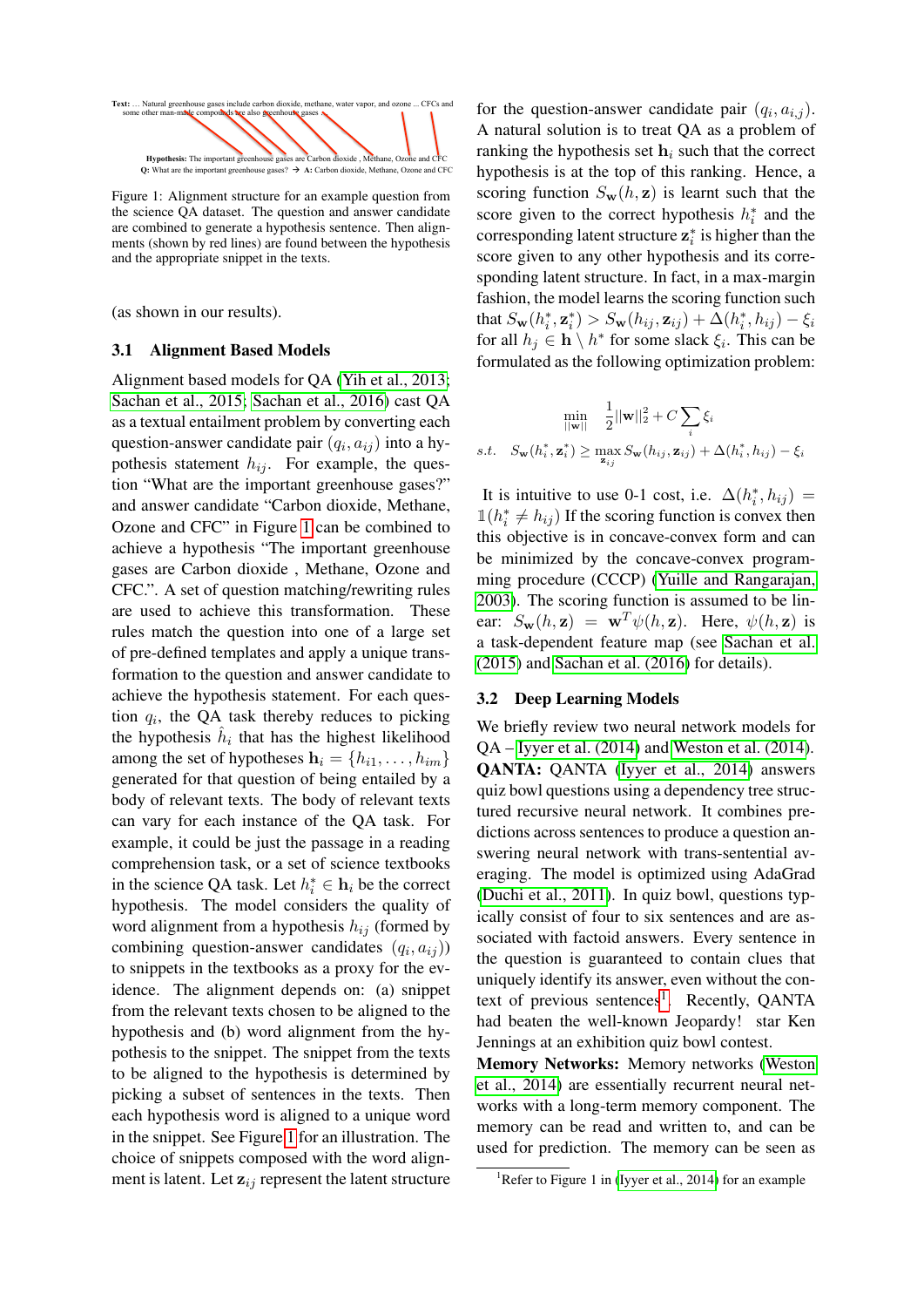Text: ... Natural greenhouse gases include carbon dioxide, methane, water vapor, and ozone ... CFCs and some other man-made compounds are also greenhouse gases ...

Hypothesis: The important greenhouse gases are Carbon dioxide , Methane, Ozone and CFC
Q: What are the important greenhouse gases? → A: Carbon dioxide, Methane, Ozone and CFC

Figure 1: Alignment structure for an example question from the science QA dataset. The question and answer candidate are combined to generate a hypothesis sentence. Then alignments (shown by red lines) are found between the hypothesis and the appropriate snippet in the texts.

(as shown in our results).

### 3.1 Alignment Based Models

Alignment based models for QA (Yih et al., 2013; Sachan et al., 2015; Sachan et al., 2016) cast QA as a textual entailment problem by converting each question-answer candidate pair $(q_i, a_{ij})$ into a hypothesis statement $h_{ij}$. For example, the question "What are the important greenhouse gases?" and answer candidate "Carbon dioxide, Methane, Ozone and CFC" in Figure 1 can be combined to achieve a hypothesis "The important greenhouse gases are Carbon dioxide , Methane, Ozone and CFC.". A set of question matching/rewriting rules are used to achieve this transformation. These rules match the question into one of a large set of pre-defined templates and apply a unique transformation to the question and answer candidate to achieve the hypothesis statement. For each question $q_i$, the QA task thereby reduces to picking the hypothesis $\hat{h}_i$ that has the highest likelihood among the set of hypotheses $\mathbf{h}_i = \{h_{i1}, \ldots, h_{im}\}$ generated for that question of being entailed by a body of relevant texts. The body of relevant texts can vary for each instance of the QA task. For example, it could be just the passage in a reading comprehension task, or a set of science textbooks in the science QA task. Let $h_i^* \in \mathbf{h}_i$ be the correct hypothesis. The model considers the quality of word alignment from a hypothesis $h_{ij}$ (formed by combining question-answer candidates $(q_i, a_{ij})$) to snippets in the textbooks as a proxy for the evidence. The alignment depends on: (a) snippet from the relevant texts chosen to be aligned to the hypothesis and (b) word alignment from the hypothesis to the snippet. The snippet from the texts to be aligned to the hypothesis is determined by picking a subset of sentences in the texts. Then each hypothesis word is aligned to a unique word in the snippet. See Figure 1 for an illustration. The choice of snippets composed with the word alignment is latent. Let $\mathbf{z}_{ij}$ represent the latent structure for the question-answer candidate pair $(q_i, a_{i,j})$. A natural solution is to treat QA as a problem of ranking the hypothesis set $\mathbf{h}_i$ such that the correct hypothesis is at the top of this ranking. Hence, a scoring function $S_{\mathbf{w}}(h, \mathbf{z})$ is learnt such that the score given to the correct hypothesis $h_i^*$ and the corresponding latent structure $\mathbf{z}_i^*$ is higher than the score given to any other hypothesis and its corresponding latent structure. In fact, in a max-margin fashion, the model learns the scoring function such that $S_{\mathbf{w}}(h_i^*, \mathbf{z}_i^*) > S_{\mathbf{w}}(h_{ij}, \mathbf{z}_{ij}) + \Delta(h_i^*, h_{ij}) - \xi_i$ for all $h_j \in \mathbf{h} \setminus h^*$ for some slack $\xi_i$. This can be formulated as the following optimization problem:

$$\min_{||\mathbf{w}||} \quad \frac{1}{2}||\mathbf{w}||_2^2 + C\sum_i \xi_i$$

$$s.t. \quad S_{\mathbf{w}}(h_i^*, \mathbf{z}_i^*) \geq \max_{\mathbf{z}_{ij}} S_{\mathbf{w}}(h_{ij}, \mathbf{z}_{ij}) + \Delta(h_i^*, h_{ij}) - \xi_i$$

It is intuitive to use 0-1 cost, i.e. $\Delta(h_i^*, h_{ij}) = \mathbb{1}(h_i^* \neq h_{ij})$ If the scoring function is convex then this objective is in concave-convex form and can be minimized by the concave-convex programming procedure (CCCP) (Yuille and Rangarajan, 2003). The scoring function is assumed to be linear: $S_{\mathbf{w}}(h, \mathbf{z}) = \mathbf{w}^T\psi(h, \mathbf{z})$. Here, $\psi(h, \mathbf{z})$ is a task-dependent feature map (see Sachan et al. (2015) and Sachan et al. (2016) for details).

### 3.2 Deep Learning Models

We briefly review two neural network models for QA – Iyyer et al. (2014) and Weston et al. (2014).

**QANTA:** QANTA (Iyyer et al., 2014) answers quiz bowl questions using a dependency tree structured recursive neural network. It combines predictions across sentences to produce a question answering neural network with trans-sentential averaging. The model is optimized using AdaGrad (Duchi et al., 2011). In quiz bowl, questions typically consist of four to six sentences and are associated with factoid answers. Every sentence in the question is guaranteed to contain clues that uniquely identify its answer, even without the context of previous sentences[1]. Recently, QANTA had beaten the well-known Jeopardy! star Ken Jennings at an exhibition quiz bowl contest.

**Memory Networks:** Memory networks (Weston et al., 2014) are essentially recurrent neural networks with a long-term memory component. The memory can be read and written to, and can be used for prediction. The memory can be seen as

[1] Refer to Figure 1 in (Iyyer et al., 2014) for an example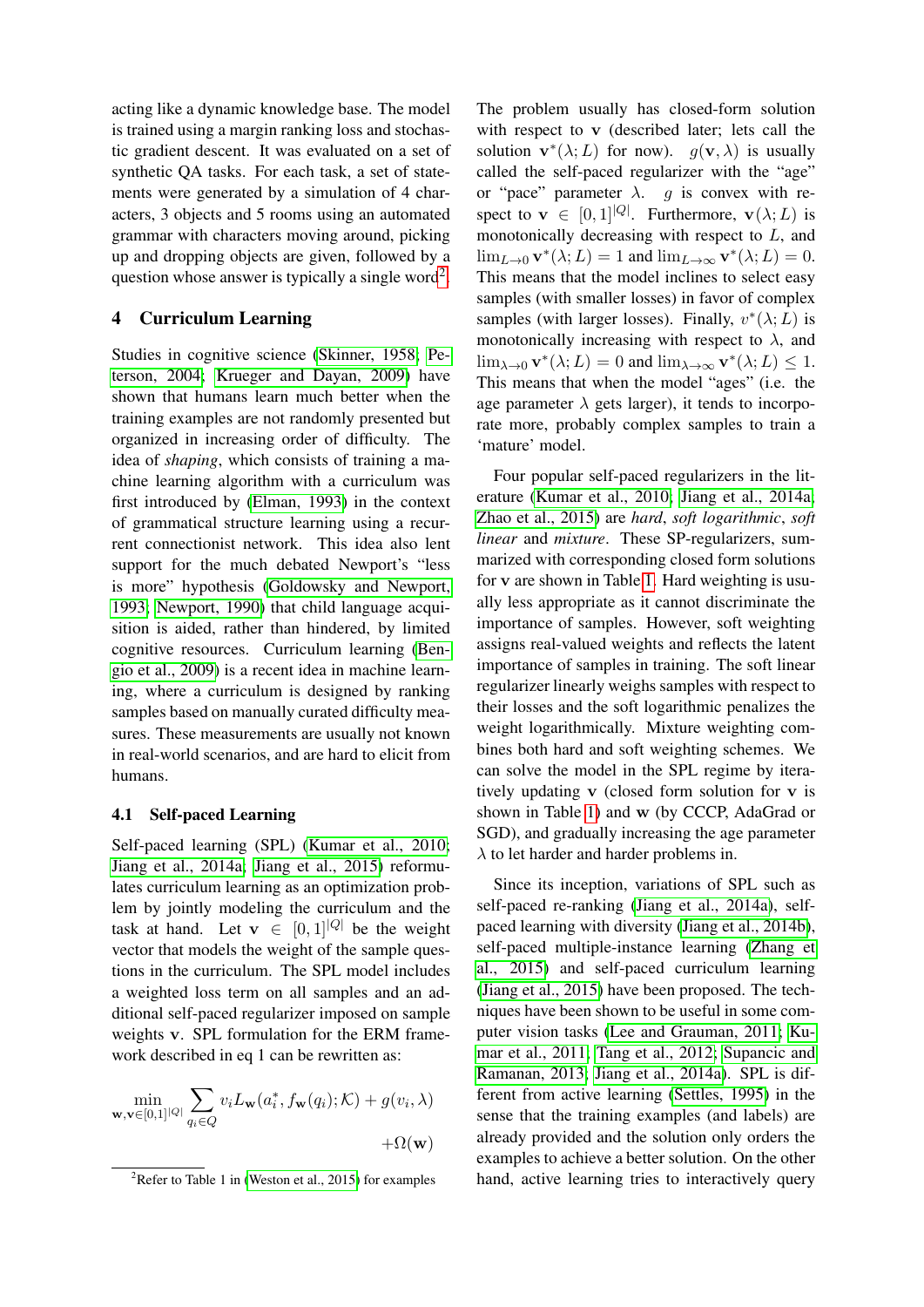acting like a dynamic knowledge base. The model is trained using a margin ranking loss and stochastic gradient descent. It was evaluated on a set of synthetic QA tasks. For each task, a set of statements were generated by a simulation of 4 characters, 3 objects and 5 rooms using an automated grammar with characters moving around, picking up and dropping objects are given, followed by a question whose answer is typically a single word[2].

## 4 Curriculum Learning

Studies in cognitive science (Skinner, 1958; Peterson, 2004; Krueger and Dayan, 2009) have shown that humans learn much better when the training examples are not randomly presented but organized in increasing order of difficulty. The idea of *shaping*, which consists of training a machine learning algorithm with a curriculum was first introduced by (Elman, 1993) in the context of grammatical structure learning using a recurrent connectionist network. This idea also lent support for the much debated Newport's "less is more" hypothesis (Goldowsky and Newport, 1993; Newport, 1990) that child language acquisition is aided, rather than hindered, by limited cognitive resources. Curriculum learning (Bengio et al., 2009) is a recent idea in machine learning, where a curriculum is designed by ranking samples based on manually curated difficulty measures. These measurements are usually not known in real-world scenarios, and are hard to elicit from humans.

### 4.1 Self-paced Learning

Self-paced learning (SPL) (Kumar et al., 2010; Jiang et al., 2014a; Jiang et al., 2015) reformulates curriculum learning as an optimization problem by jointly modeling the curriculum and the task at hand. Let $\mathbf{v} \in [0,1]^{|Q|}$ be the weight vector that models the weight of the sample questions in the curriculum. The SPL model includes a weighted loss term on all samples and an additional self-paced regularizer imposed on sample weights $\mathbf{v}$. SPL formulation for the ERM framework described in eq 1 can be rewritten as:

$$\min_{\mathbf{w}, \mathbf{v} \in [0,1]^{|Q|}} \sum_{q_i \in Q} v_i L_{\mathbf{w}}(a_i^*, f_{\mathbf{w}}(q_i); \mathcal{K}) + g(v_i, \lambda) + \Omega(\mathbf{w})$$

The problem usually has closed-form solution with respect to $\mathbf{v}$ (described later; lets call the solution $\mathbf{v}^*(\lambda; L)$ for now). $g(\mathbf{v}, \lambda)$ is usually called the self-paced regularizer with the "age" or "pace" parameter $\lambda$. $g$ is convex with respect to $\mathbf{v} \in [0,1]^{|Q|}$. Furthermore, $\mathbf{v}(\lambda; L)$ is monotonically decreasing with respect to $L$, and $\lim_{L \to 0} \mathbf{v}^*(\lambda; L) = 1$ and $\lim_{L \to \infty} \mathbf{v}^*(\lambda; L) = 0$. This means that the model inclines to select easy samples (with smaller losses) in favor of complex samples (with larger losses). Finally, $v^*(\lambda; L)$ is monotonically increasing with respect to $\lambda$, and $\lim_{\lambda \to 0} \mathbf{v}^*(\lambda; L) = 0$ and $\lim_{\lambda \to \infty} \mathbf{v}^*(\lambda; L) \leq 1$. This means that when the model "ages" (i.e. the age parameter $\lambda$ gets larger), it tends to incorporate more, probably complex samples to train a 'mature' model.

Four popular self-paced regularizers in the literature (Kumar et al., 2010; Jiang et al., 2014a; Zhao et al., 2015) are *hard*, *soft logarithmic*, *soft linear* and *mixture*. These SP-regularizers, summarized with corresponding closed form solutions for $\mathbf{v}$ are shown in Table 1. Hard weighting is usually less appropriate as it cannot discriminate the importance of samples. However, soft weighting assigns real-valued weights and reflects the latent importance of samples in training. The soft linear regularizer linearly weighs samples with respect to their losses and the soft logarithmic penalizes the weight logarithmically. Mixture weighting combines both hard and soft weighting schemes. We can solve the model in the SPL regime by iteratively updating $\mathbf{v}$ (closed form solution for $\mathbf{v}$ is shown in Table 1) and $\mathbf{w}$ (by CCCP, AdaGrad or SGD), and gradually increasing the age parameter $\lambda$ to let harder and harder problems in.

Since its inception, variations of SPL such as self-paced re-ranking (Jiang et al., 2014a), self-paced learning with diversity (Jiang et al., 2014b), self-paced multiple-instance learning (Zhang et al., 2015) and self-paced curriculum learning (Jiang et al., 2015) have been proposed. The techniques have been shown to be useful in some computer vision tasks (Lee and Grauman, 2011; Kumar et al., 2011; Tang et al., 2012; Supancic and Ramanan, 2013; Jiang et al., 2014a). SPL is different from active learning (Settles, 1995) in the sense that the training examples (and labels) are already provided and the solution only orders the examples to achieve a better solution. On the other hand, active learning tries to interactively query

[2] Refer to Table 1 in (Weston et al., 2015) for examples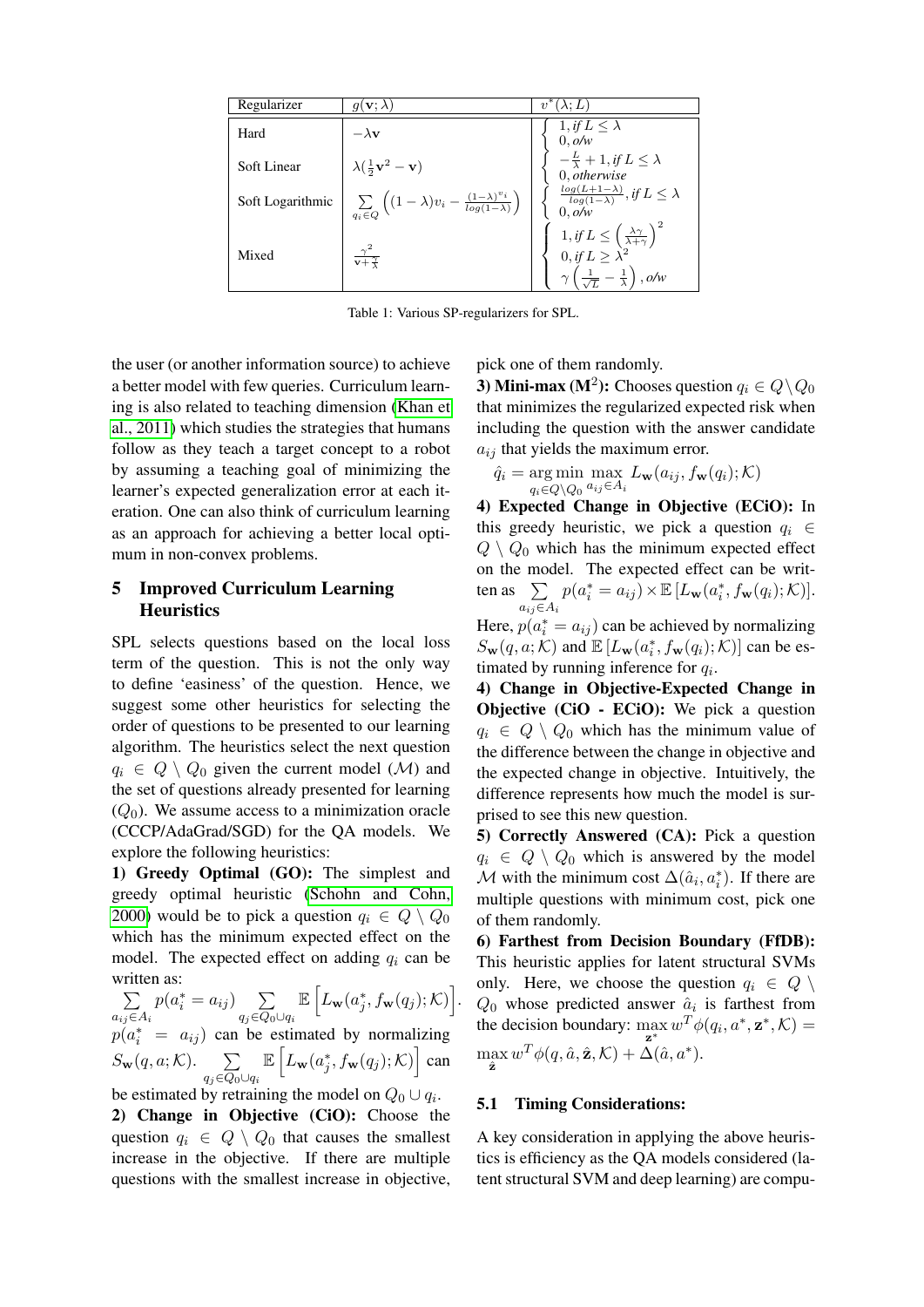| Regularizer | $g(\mathbf{v};\lambda)$ | $v^*(\lambda;L)$ |
|---|---|---|
| Hard | $-\lambda\mathbf{v}$ | $\begin{cases} 1, \text{if } L \leq \lambda \\ 0, \text{o/w} \end{cases}$ |
| Soft Linear | $\lambda(\frac{1}{2}\mathbf{v}^2 - \mathbf{v})$ | $\begin{cases} -\frac{L}{\lambda}+1, \text{if } L \leq \lambda \\ 0, \text{otherwise} \end{cases}$ |
| Soft Logarithmic | $\sum\limits_{q_i \in Q}\left((1-\lambda)v_i - \frac{(1-\lambda)^{v_i}}{log(1-\lambda)}\right)$ | $\begin{cases} \frac{log(L+1-\lambda)}{log(1-\lambda)}, \text{if } L \leq \lambda \\ 0, \text{o/w} \end{cases}$ |
| Mixed | $\frac{\gamma^2}{\mathbf{v}+\frac{\gamma}{\lambda}}$ | $\begin{cases} 1, \text{if } L \leq \left(\frac{\lambda\gamma}{\lambda+\gamma}\right)^2 \\ 0, \text{if } L \geq \lambda^2 \\ \gamma\left(\frac{1}{\sqrt{L}} - \frac{1}{\lambda}\right), \text{o/w} \end{cases}$ |

Table 1: Various SP-regularizers for SPL.

the user (or another information source) to achieve a better model with few queries. Curriculum learning is also related to teaching dimension (Khan et al., 2011) which studies the strategies that humans follow as they teach a target concept to a robot by assuming a teaching goal of minimizing the learner's expected generalization error at each iteration. One can also think of curriculum learning as an approach for achieving a better local optimum in non-convex problems.

## 5 Improved Curriculum Learning Heuristics

SPL selects questions based on the local loss term of the question. This is not the only way to define 'easiness' of the question. Hence, we suggest some other heuristics for selecting the order of questions to be presented to our learning algorithm. The heuristics select the next question $q_i \in Q \setminus Q_0$ given the current model ($\mathcal{M}$) and the set of questions already presented for learning ($Q_0$). We assume access to a minimization oracle (CCCP/AdaGrad/SGD) for the QA models. We explore the following heuristics:

**1) Greedy Optimal (GO):** The simplest and greedy optimal heuristic (Schohn and Cohn, 2000) would be to pick a question $q_i \in Q \setminus Q_0$ which has the minimum expected effect on the model. The expected effect on adding $q_i$ can be written as:
$\sum\limits_{a_{ij} \in A_i} p(a^*_i = a_{ij}) \sum\limits_{q_j \in Q_0 \cup q_i} \mathbb{E}\left[L_{\mathbf{w}}(a^*_j, f_{\mathbf{w}}(q_j); \mathcal{K})\right]$.
$p(a^*_i = a_{ij})$ can be estimated by normalizing $S_{\mathbf{w}}(q, a; \mathcal{K})$. $\sum\limits_{q_j \in Q_0 \cup q_i} \mathbb{E}\left[L_{\mathbf{w}}(a^*_j, f_{\mathbf{w}}(q_j); \mathcal{K})\right]$ can be estimated by retraining the model on $Q_0 \cup q_i$.

**2) Change in Objective (CiO):** Choose the question $q_i \in Q \setminus Q_0$ that causes the smallest increase in the objective. If there are multiple questions with the smallest increase in objective, pick one of them randomly.

**3) Mini-max (M$^2$):** Chooses question $q_i \in Q \setminus Q_0$ that minimizes the regularized expected risk when including the question with the answer candidate $a_{ij}$ that yields the maximum error.

$$\hat{q}_i = \underset{q_i \in Q \setminus Q_0}{\arg\min} \max_{a_{ij} \in A_i} L_{\mathbf{w}}(a_{ij}, f_{\mathbf{w}}(q_i); \mathcal{K})$$

**4) Expected Change in Objective (ECiO):** In this greedy heuristic, we pick a question $q_i \in Q \setminus Q_0$ which has the minimum expected effect on the model. The expected effect can be written as $\sum\limits_{a_{ij} \in A_i} p(a^*_i = a_{ij}) \times \mathbb{E}\left[L_{\mathbf{w}}(a^*_i, f_{\mathbf{w}}(q_i); \mathcal{K})\right]$.
Here, $p(a^*_i = a_{ij})$ can be achieved by normalizing $S_{\mathbf{w}}(q, a; \mathcal{K})$ and $\mathbb{E}\left[L_{\mathbf{w}}(a^*_i, f_{\mathbf{w}}(q_i); \mathcal{K})\right]$ can be estimated by running inference for $q_i$.

**4) Change in Objective-Expected Change in Objective (CiO - ECiO):** We pick a question $q_i \in Q \setminus Q_0$ which has the minimum value of the difference between the change in objective and the expected change in objective. Intuitively, the difference represents how much the model is surprised to see this new question.

**5) Correctly Answered (CA):** Pick a question $q_i \in Q \setminus Q_0$ which is answered by the model $\mathcal{M}$ with the minimum cost $\Delta(\hat{a}_i, a^*_i)$. If there are multiple questions with minimum cost, pick one of them randomly.

**6) Farthest from Decision Boundary (FfDB):** This heuristic applies for latent structural SVMs only. Here, we choose the question $q_i \in Q \setminus Q_0$ whose predicted answer $\hat{a}_i$ is farthest from the decision boundary: $\max\limits_{\mathbf{z}^*} w^T \phi(q_i, a^*, \mathbf{z}^*, \mathcal{K}) = \max\limits_{\hat{\mathbf{z}}} w^T \phi(q, \hat{a}, \hat{\mathbf{z}}, \mathcal{K}) + \Delta(\hat{a}, a^*)$.

### 5.1 Timing Considerations:

A key consideration in applying the above heuristics is efficiency as the QA models considered (latent structural SVM and deep learning) are compu-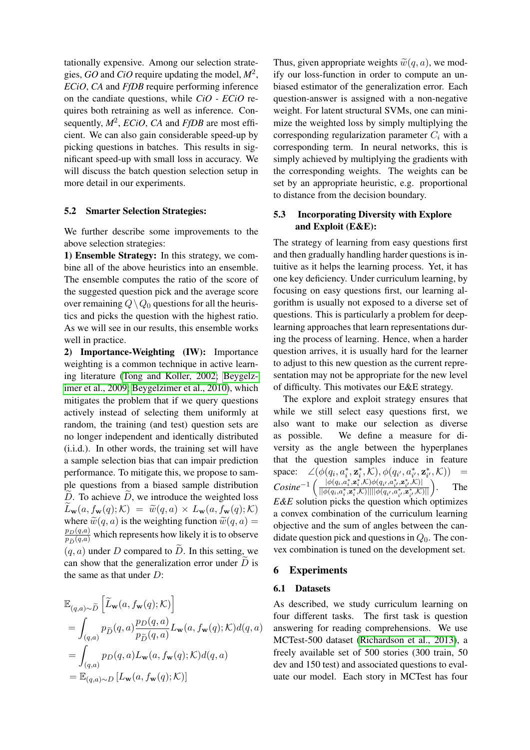tationally expensive. Among our selection strategies, *GO* and *CiO* require updating the model, *M*$^2$, *ECiO*, *CA* and *FfDB* require performing inference on the candiate questions, while *CiO* - *ECiO* requires both retraining as well as inference. Consequently, *M*$^2$, *ECiO*, *CA* and *FfDB* are most efficient. We can also gain considerable speed-up by picking questions in batches. This results in significant speed-up with small loss in accuracy. We will discuss the batch question selection setup in more detail in our experiments.

### 5.2 Smarter Selection Strategies:

We further describe some improvements to the above selection strategies:

**1) Ensemble Strategy:** In this strategy, we combine all of the above heuristics into an ensemble. The ensemble computes the ratio of the score of the suggested question pick and the average score over remaining $Q \setminus Q_0$ questions for all the heuristics and picks the question with the highest ratio. As we will see in our results, this ensemble works well in practice.

**2) Importance-Weighting (IW):** Importance weighting is a common technique in active learning literature (Tong and Koller, 2002; Beygelzimer et al., 2009; Beygelzimer et al., 2010), which mitigates the problem that if we query questions actively instead of selecting them uniformly at random, the training (and test) question sets are no longer independent and identically distributed (i.i.d.). In other words, the training set will have a sample selection bias that can impair prediction performance. To mitigate this, we propose to sample questions from a biased sample distribution $\widetilde{D}$. To achieve $\widetilde{D}$, we introduce the weighted loss $\widetilde{L}_{\mathbf{w}}(a, f_{\mathbf{w}}(q); \mathcal{K}) = \widetilde{w}(q, a) \times L_{\mathbf{w}}(a, f_{\mathbf{w}}(q); \mathcal{K})$ where $\widetilde{w}(q, a)$ is the weighting function $\widetilde{w}(q, a) = \frac{p_D(q,a)}{p_{\widetilde{D}}(q,a)}$ which represents how likely it is to observe $(q, a)$ under $D$ compared to $\widetilde{D}$. In this setting, we can show that the generalization error under $\widetilde{D}$ is the same as that under $D$:

$$
\begin{aligned}
&\mathbb{E}_{(q,a)\sim\widetilde{D}}\left[\widetilde{L}_{\mathbf{w}}(a, f_{\mathbf{w}}(q); \mathcal{K})\right] \\
&= \int_{(q,a)} p_{\widetilde{D}}(q,a)\frac{p_D(q,a)}{p_{\widetilde{D}}(q,a)} L_{\mathbf{w}}(a, f_{\mathbf{w}}(q); \mathcal{K}) d(q,a) \\
&= \int_{(q,a)} p_D(q,a) L_{\mathbf{w}}(a, f_{\mathbf{w}}(q); \mathcal{K}) d(q,a) \\
&= \mathbb{E}_{(q,a)\sim D}\left[L_{\mathbf{w}}(a, f_{\mathbf{w}}(q); \mathcal{K})\right]
\end{aligned}
$$

Thus, given appropriate weights $\widetilde{w}(q, a)$, we modify our loss-function in order to compute an unbiased estimator of the generalization error. Each question-answer is assigned with a non-negative weight. For latent structural SVMs, one can minimize the weighted loss by simply multiplying the corresponding regularization parameter $C_i$ with a corresponding term. In neural networks, this is simply achieved by multiplying the gradients with the corresponding weights. The weights can be set by an appropriate heuristic, e.g. proportional to distance from the decision boundary.

### 5.3 Incorporating Diversity with Explore and Exploit (E&E):

The strategy of learning from easy questions first and then gradually handling harder questions is intuitive as it helps the learning process. Yet, it has one key deficiency. Under curriculum learning, by focusing on easy questions first, our learning algorithm is usually not exposed to a diverse set of questions. This is particularly a problem for deep-learning approaches that learn representations during the process of learning. Hence, when a harder question arrives, it is usually hard for the learner to adjust to this new question as the current representation may not be appropriate for the new level of difficulty. This motivates our E&E strategy.

The explore and exploit strategy ensures that while we still select easy questions first, we also want to make our selection as diverse as possible. We define a measure for diversity as the angle between the hyperplanes that the question samples induce in feature space: $\angle(\phi(q_i, a_i^*, \mathbf{z}_i^*, \mathcal{K}), \phi(q_{i'}, a_{i'}^*, \mathbf{z}_{i'}^*, \mathcal{K})) = \textit{Cosine}^{-1}\left(\frac{|\phi(q_i, a_i^*, \mathbf{z}_i^*, \mathcal{K})\phi(q_{i'}, a_{i'}^*, \mathbf{z}_{i'}^*, \mathcal{K})|}{||\phi(q_i, a_i^*, \mathbf{z}_i^*, \mathcal{K})||||\phi(q_{i'}, a_{i'}^*, \mathbf{z}_{i'}^*, \mathcal{K})||}\right)$. The *E&E* solution picks the question which optimizes a convex combination of the curriculum learning objective and the sum of angles between the candidate question pick and questions in $Q_0$. The convex combination is tuned on the development set.

## 6 Experiments

### 6.1 Datasets

As described, we study curriculum learning on four different tasks. The first task is question answering for reading comprehensions. We use MCTest-500 dataset (Richardson et al., 2013), a freely available set of 500 stories (300 train, 50 dev and 150 test) and associated questions to evaluate our model. Each story in MCTest has four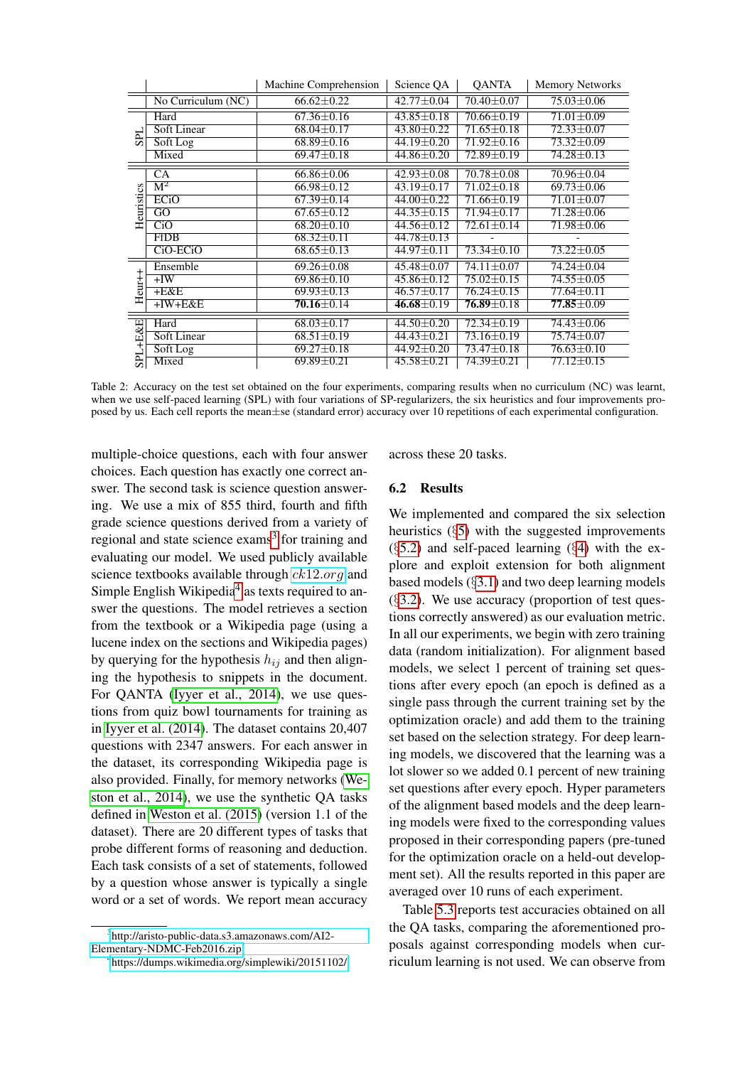| | | Machine Comprehension | Science QA | QANTA | Memory Networks |
|---|---|---|---|---|---|
| | No Curriculum (NC) | 66.62±0.22 | 42.77±0.04 | 70.40±0.07 | 75.03±0.06 |
| SPL | Hard | 67.36±0.16 | 43.85±0.18 | 70.66±0.19 | 71.01±0.09 |
| | Soft Linear | 68.04±0.17 | 43.80±0.22 | 71.65±0.18 | 72.33±0.07 |
| | Soft Log | 68.89±0.16 | 44.19±0.20 | 71.92±0.16 | 73.32±0.09 |
| | Mixed | 69.47±0.18 | 44.86±0.20 | 72.89±0.19 | 74.28±0.13 |
| Heuristics | CA | 66.86±0.06 | 42.93±0.08 | 70.78±0.08 | 70.96±0.04 |
| | $M^2$ | 66.98±0.12 | 43.19±0.17 | 71.02±0.18 | 69.73±0.06 |
| | ECiO | 67.39±0.14 | 44.00±0.22 | 71.66±0.19 | 71.01±0.07 |
| | GO | 67.65±0.12 | 44.35±0.15 | 71.94±0.17 | 71.28±0.06 |
| | CiO | 68.20±0.10 | 44.56±0.12 | 72.61±0.14 | 71.98±0.06 |
| | FfDB | 68.32±0.11 | 44.78±0.13 | - | - |
| | CiO-ECiO | 68.65±0.13 | 44.97±0.11 | 73.34±0.10 | 73.22±0.05 |
| Heur++ | Ensemble | 69.26±0.08 | 45.48±0.07 | 74.11±0.07 | 74.24±0.04 |
| | +IW | 69.86±0.10 | 45.86±0.12 | 75.02±0.15 | 74.55±0.05 |
| | +E&E | 69.93±0.13 | 46.57±0.17 | 76.24±0.15 | 77.64±0.11 |
| | +IW+E&E | **70.16**±0.14 | **46.68**±0.19 | **76.89**±0.18 | **77.85**±0.09 |
| SPL+E&E | Hard | 68.03±0.17 | 44.50±0.20 | 72.34±0.19 | 74.43±0.06 |
| | Soft Linear | 68.51±0.19 | 44.43±0.21 | 73.16±0.19 | 75.74±0.07 |
| | Soft Log | 69.27±0.18 | 44.92±0.20 | 73.47±0.18 | 76.63±0.10 |
| | Mixed | 69.89±0.21 | 45.58±0.21 | 74.39±0.21 | 77.12±0.15 |

Table 2: Accuracy on the test set obtained on the four experiments, comparing results when no curriculum (NC) was learnt, when we use self-paced learning (SPL) with four variations of SP-regularizers, the six heuristics and four improvements proposed by us. Each cell reports the mean±se (standard error) accuracy over 10 repetitions of each experimental configuration.

multiple-choice questions, each with four answer choices. Each question has exactly one correct answer. The second task is science question answering. We use a mix of 855 third, fourth and fifth grade science questions derived from a variety of regional and state science exams[3] for training and evaluating our model. We used publicly available science textbooks available through $ck12.org$ and Simple English Wikipedia[4] as texts required to answer the questions. The model retrieves a section from the textbook or a Wikipedia page (using a lucene index on the sections and Wikipedia pages) by querying for the hypothesis $h_{ij}$ and then aligning the hypothesis to snippets in the document. For QANTA (Iyyer et al., 2014), we use questions from quiz bowl tournaments for training as in Iyyer et al. (2014). The dataset contains 20,407 questions with 2347 answers. For each answer in the dataset, its corresponding Wikipedia page is also provided. Finally, for memory networks (Weston et al., 2014), we use the synthetic QA tasks defined in Weston et al. (2015) (version 1.1 of the dataset). There are 20 different types of tasks that probe different forms of reasoning and deduction. Each task consists of a set of statements, followed by a question whose answer is typically a single word or a set of words. We report mean accuracy across these 20 tasks.

### 6.2 Results

We implemented and compared the six selection heuristics (§5) with the suggested improvements (§5.2) and self-paced learning (§4) with the explore and exploit extension for both alignment based models (§3.1) and two deep learning models (§3.2). We use accuracy (proportion of test questions correctly answered) as our evaluation metric. In all our experiments, we begin with zero training data (random initialization). For alignment based models, we select 1 percent of training set questions after every epoch (an epoch is defined as a single pass through the current training set by the optimization oracle) and add them to the training set based on the selection strategy. For deep learning models, we discovered that the learning was a lot slower so we added 0.1 percent of new training set questions after every epoch. Hyper parameters of the alignment based models and the deep learning models were fixed to the corresponding values proposed in their corresponding papers (pre-tuned for the optimization oracle on a held-out development set). All the results reported in this paper are averaged over 10 runs of each experiment.

Table 5.3 reports test accuracies obtained on all the QA tasks, comparing the aforementioned proposals against corresponding models when curriculum learning is not used. We can observe from

[3] http://aristo-public-data.s3.amazonaws.com/AI2-Elementary-NDMC-Feb2016.zip

[4] https://dumps.wikimedia.org/simplewiki/20151102/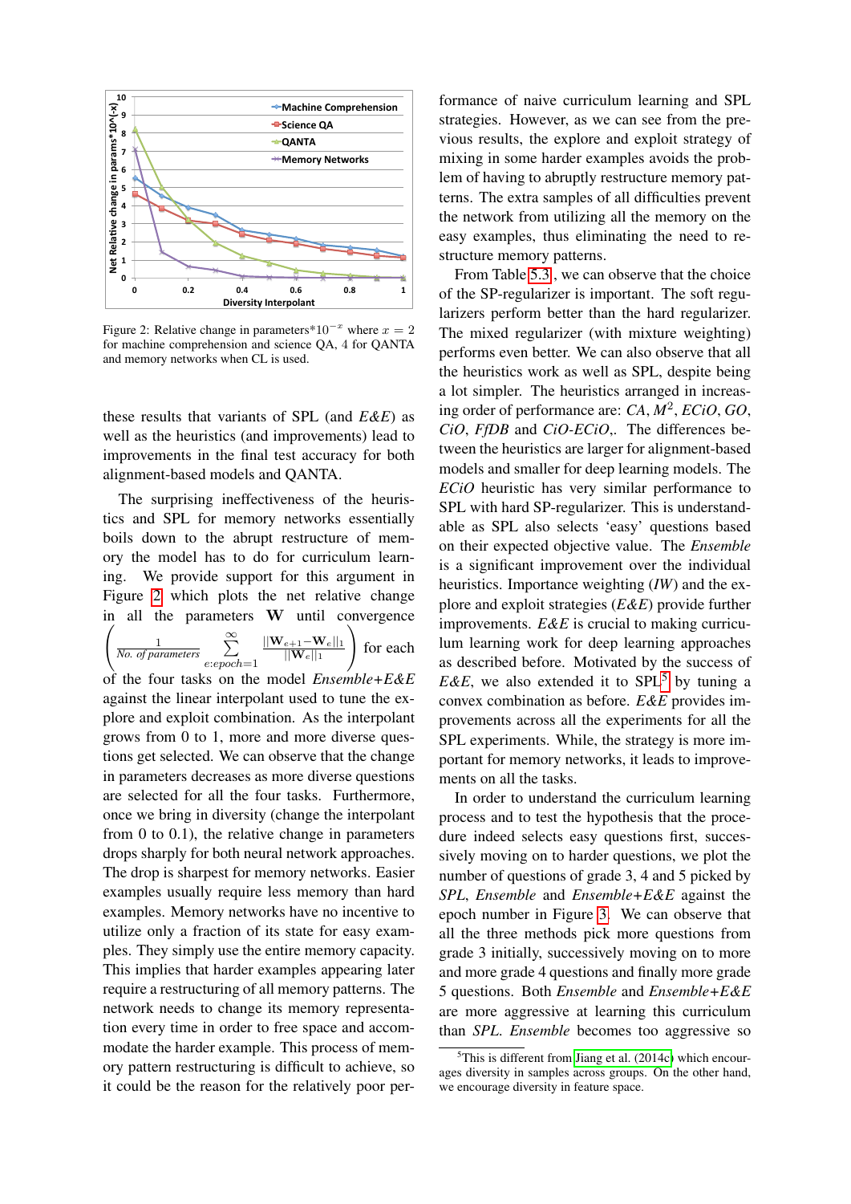Figure 2: Relative change in parameters*$10^{-x}$ where $x = 2$ for machine comprehension and science QA, 4 for QANTA and memory networks when CL is used.

these results that variants of SPL (and *E&E*) as well as the heuristics (and improvements) lead to improvements in the final test accuracy for both alignment-based models and QANTA.

The surprising ineffectiveness of the heuristics and SPL for memory networks essentially boils down to the abrupt restructure of memory the model has to do for curriculum learning. We provide support for this argument in Figure 2 which plots the net relative change in all the parameters $\mathbf{W}$ until convergence $\left( \frac{1}{\textit{No. of parameters}} \sum_{e:epoch=1}^{\infty} \frac{||\mathbf{W}_{e+1} - \mathbf{W}_e||_1}{||\mathbf{W}_e||_1} \right)$ for each of the four tasks on the model *Ensemble+E&E* against the linear interpolant used to tune the explore and exploit combination. As the interpolant grows from 0 to 1, more and more diverse questions get selected. We can observe that the change in parameters decreases as more diverse questions are selected for all the four tasks. Furthermore, once we bring in diversity (change the interpolant from 0 to 0.1), the relative change in parameters drops sharply for both neural network approaches. The drop is sharpest for memory networks. Easier examples usually require less memory than hard examples. Memory networks have no incentive to utilize only a fraction of its state for easy examples. They simply use the entire memory capacity. This implies that harder examples appearing later require a restructuring of all memory patterns. The network needs to change its memory representation every time in order to free space and accommodate the harder example. This process of memory pattern restructuring is difficult to achieve, so it could be the reason for the relatively poor performance of naive curriculum learning and SPL strategies. However, as we can see from the previous results, the explore and exploit strategy of mixing in some harder examples avoids the problem of having to abruptly restructure memory patterns. The extra samples of all difficulties prevent the network from utilizing all the memory on the easy examples, thus eliminating the need to restructure memory patterns.

From Table 5.3, we can observe that the choice of the SP-regularizer is important. The soft regularizers perform better than the hard regularizer. The mixed regularizer (with mixture weighting) performs even better. We can also observe that all the heuristics work as well as SPL, despite being a lot simpler. The heuristics arranged in increasing order of performance are: *CA*, $M^2$, *ECiO*, *GO*, *CiO*, *FfDB* and *CiO-ECiO*,. The differences between the heuristics are larger for alignment-based models and smaller for deep learning models. The *ECiO* heuristic has very similar performance to SPL with hard SP-regularizer. This is understandable as SPL also selects 'easy' questions based on their expected objective value. The *Ensemble* is a significant improvement over the individual heuristics. Importance weighting (*IW*) and the explore and exploit strategies (*E&E*) provide further improvements. *E&E* is crucial to making curriculum learning work for deep learning approaches as described before. Motivated by the success of *E&E*, we also extended it to SPL[5] by tuning a convex combination as before. *E&E* provides improvements across all the experiments for all the SPL experiments. While, the strategy is more important for memory networks, it leads to improvements on all the tasks.

In order to understand the curriculum learning process and to test the hypothesis that the procedure indeed selects easy questions first, successively moving on to harder questions, we plot the number of questions of grade 3, 4 and 5 picked by *SPL*, *Ensemble* and *Ensemble+E&E* against the epoch number in Figure 3. We can observe that all the three methods pick more questions from grade 3 initially, successively moving on to more and more grade 4 questions and finally more grade 5 questions. Both *Ensemble* and *Ensemble+E&E* are more aggressive at learning this curriculum than *SPL*. *Ensemble* becomes too aggressive so

[5] This is different from Jiang et al. (2014c) which encourages diversity in samples across groups. On the other hand, we encourage diversity in feature space.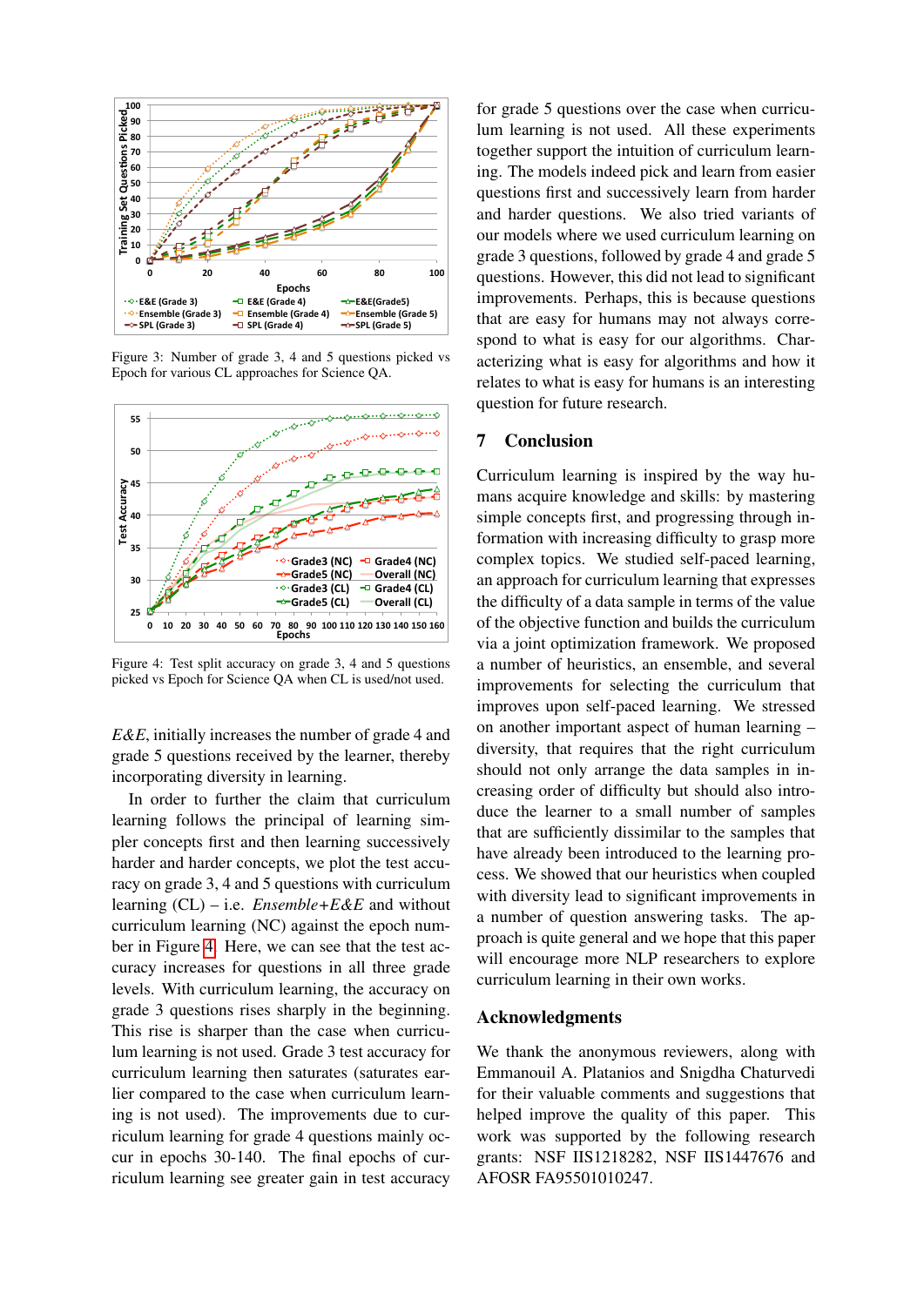Figure 3: Number of grade 3, 4 and 5 questions picked vs Epoch for various CL approaches for Science QA.

Figure 4: Test split accuracy on grade 3, 4 and 5 questions picked vs Epoch for Science QA when CL is used/not used.

*E&E*, initially increases the number of grade 4 and grade 5 questions received by the learner, thereby incorporating diversity in learning.

In order to further the claim that curriculum learning follows the principal of learning simpler concepts first and then learning successively harder and harder concepts, we plot the test accuracy on grade 3, 4 and 5 questions with curriculum learning (CL) – i.e. *Ensemble+E&E* and without curriculum learning (NC) against the epoch number in Figure 4. Here, we can see that the test accuracy increases for questions in all three grade levels. With curriculum learning, the accuracy on grade 3 questions rises sharply in the beginning. This rise is sharper than the case when curriculum learning is not used. Grade 3 test accuracy for curriculum learning then saturates (saturates earlier compared to the case when curriculum learning is not used). The improvements due to curriculum learning for grade 4 questions mainly occur in epochs 30-140. The final epochs of curriculum learning see greater gain in test accuracy for grade 5 questions over the case when curriculum learning is not used. All these experiments together support the intuition of curriculum learning. The models indeed pick and learn from easier questions first and successively learn from harder and harder questions. We also tried variants of our models where we used curriculum learning on grade 3 questions, followed by grade 4 and grade 5 questions. However, this did not lead to significant improvements. Perhaps, this is because questions that are easy for humans may not always correspond to what is easy for our algorithms. Characterizing what is easy for algorithms and how it relates to what is easy for humans is an interesting question for future research.

## 7 Conclusion

Curriculum learning is inspired by the way humans acquire knowledge and skills: by mastering simple concepts first, and progressing through information with increasing difficulty to grasp more complex topics. We studied self-paced learning, an approach for curriculum learning that expresses the difficulty of a data sample in terms of the value of the objective function and builds the curriculum via a joint optimization framework. We proposed a number of heuristics, an ensemble, and several improvements for selecting the curriculum that improves upon self-paced learning. We stressed on another important aspect of human learning – diversity, that requires that the right curriculum should not only arrange the data samples in increasing order of difficulty but should also introduce the learner to a small number of samples that are sufficiently dissimilar to the samples that have already been introduced to the learning process. We showed that our heuristics when coupled with diversity lead to significant improvements in a number of question answering tasks. The approach is quite general and we hope that this paper will encourage more NLP researchers to explore curriculum learning in their own works.

## Acknowledgments

We thank the anonymous reviewers, along with Emmanouil A. Platanios and Snigdha Chaturvedi for their valuable comments and suggestions that helped improve the quality of this paper. This work was supported by the following research grants: NSF IIS1218282, NSF IIS1447676 and AFOSR FA95501010247.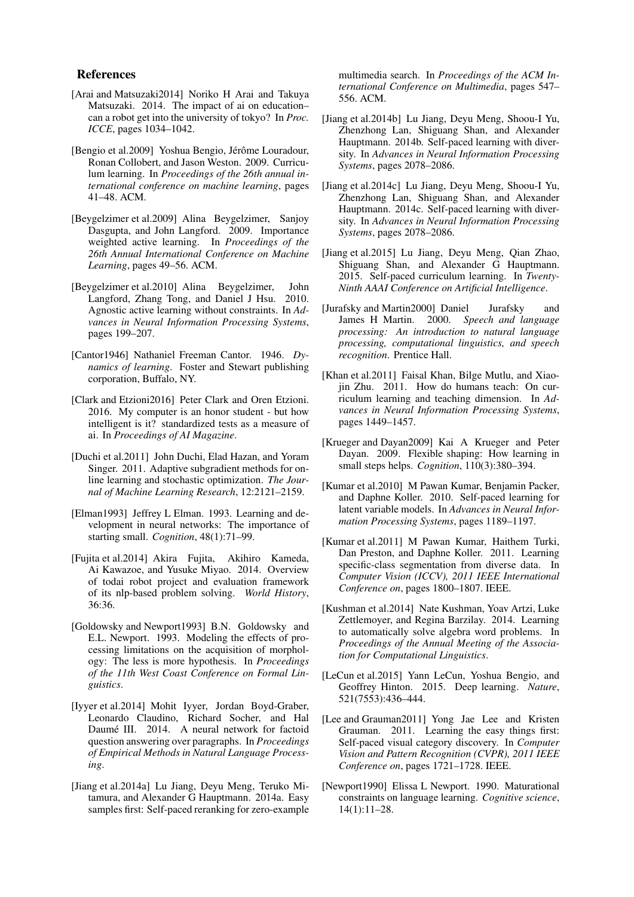## References

[Arai and Matsuzaki2014] Noriko H Arai and Takuya Matsuzaki. 2014. The impact of ai on education– can a robot get into the university of tokyo? In *Proc. ICCE*, pages 1034–1042.

[Bengio et al.2009] Yoshua Bengio, Jérôme Louradour, Ronan Collobert, and Jason Weston. 2009. Curriculum learning. In *Proceedings of the 26th annual international conference on machine learning*, pages 41–48. ACM.

[Beygelzimer et al.2009] Alina Beygelzimer, Sanjoy Dasgupta, and John Langford. 2009. Importance weighted active learning. In *Proceedings of the 26th Annual International Conference on Machine Learning*, pages 49–56. ACM.

[Beygelzimer et al.2010] Alina Beygelzimer, John Langford, Zhang Tong, and Daniel J Hsu. 2010. Agnostic active learning without constraints. In *Advances in Neural Information Processing Systems*, pages 199–207.

[Cantor1946] Nathaniel Freeman Cantor. 1946. *Dynamics of learning*. Foster and Stewart publishing corporation, Buffalo, NY.

[Clark and Etzioni2016] Peter Clark and Oren Etzioni. 2016. My computer is an honor student - but how intelligent is it? standardized tests as a measure of ai. In *Proceedings of AI Magazine*.

[Duchi et al.2011] John Duchi, Elad Hazan, and Yoram Singer. 2011. Adaptive subgradient methods for online learning and stochastic optimization. *The Journal of Machine Learning Research*, 12:2121–2159.

[Elman1993] Jeffrey L Elman. 1993. Learning and development in neural networks: The importance of starting small. *Cognition*, 48(1):71–99.

[Fujita et al.2014] Akira Fujita, Akihiro Kameda, Ai Kawazoe, and Yusuke Miyao. 2014. Overview of todai robot project and evaluation framework of its nlp-based problem solving. *World History*, 36:36.

[Goldowsky and Newport1993] B.N. Goldowsky and E.L. Newport. 1993. Modeling the effects of processing limitations on the acquisition of morphology: The less is more hypothesis. In *Proceedings of the 11th West Coast Conference on Formal Linguistics*.

[Iyyer et al.2014] Mohit Iyyer, Jordan Boyd-Graber, Leonardo Claudino, Richard Socher, and Hal Daumé III. 2014. A neural network for factoid question answering over paragraphs. In *Proceedings of Empirical Methods in Natural Language Processing*.

[Jiang et al.2014a] Lu Jiang, Deyu Meng, Teruko Mitamura, and Alexander G Hauptmann. 2014a. Easy samples first: Self-paced reranking for zero-example multimedia search. In *Proceedings of the ACM International Conference on Multimedia*, pages 547–556. ACM.

[Jiang et al.2014b] Lu Jiang, Deyu Meng, Shoou-I Yu, Zhenzhong Lan, Shiguang Shan, and Alexander Hauptmann. 2014b. Self-paced learning with diversity. In *Advances in Neural Information Processing Systems*, pages 2078–2086.

[Jiang et al.2014c] Lu Jiang, Deyu Meng, Shoou-I Yu, Zhenzhong Lan, Shiguang Shan, and Alexander Hauptmann. 2014c. Self-paced learning with diversity. In *Advances in Neural Information Processing Systems*, pages 2078–2086.

[Jiang et al.2015] Lu Jiang, Deyu Meng, Qian Zhao, Shiguang Shan, and Alexander G Hauptmann. 2015. Self-paced curriculum learning. In *Twenty-Ninth AAAI Conference on Artificial Intelligence*.

[Jurafsky and Martin2000] Daniel Jurafsky and James H Martin. 2000. *Speech and language processing: An introduction to natural language processing, computational linguistics, and speech recognition*. Prentice Hall.

[Khan et al.2011] Faisal Khan, Bilge Mutlu, and Xiaojin Zhu. 2011. How do humans teach: On curriculum learning and teaching dimension. In *Advances in Neural Information Processing Systems*, pages 1449–1457.

[Krueger and Dayan2009] Kai A Krueger and Peter Dayan. 2009. Flexible shaping: How learning in small steps helps. *Cognition*, 110(3):380–394.

[Kumar et al.2010] M Pawan Kumar, Benjamin Packer, and Daphne Koller. 2010. Self-paced learning for latent variable models. In *Advances in Neural Information Processing Systems*, pages 1189–1197.

[Kumar et al.2011] M Pawan Kumar, Haithem Turki, Dan Preston, and Daphne Koller. 2011. Learning specific-class segmentation from diverse data. In *Computer Vision (ICCV), 2011 IEEE International Conference on*, pages 1800–1807. IEEE.

[Kushman et al.2014] Nate Kushman, Yoav Artzi, Luke Zettlemoyer, and Regina Barzilay. 2014. Learning to automatically solve algebra word problems. In *Proceedings of the Annual Meeting of the Association for Computational Linguistics*.

[LeCun et al.2015] Yann LeCun, Yoshua Bengio, and Geoffrey Hinton. 2015. Deep learning. *Nature*, 521(7553):436–444.

[Lee and Grauman2011] Yong Jae Lee and Kristen Grauman. 2011. Learning the easy things first: Self-paced visual category discovery. In *Computer Vision and Pattern Recognition (CVPR), 2011 IEEE Conference on*, pages 1721–1728. IEEE.

[Newport1990] Elissa L Newport. 1990. Maturational constraints on language learning. *Cognitive science*, 14(1):11–28.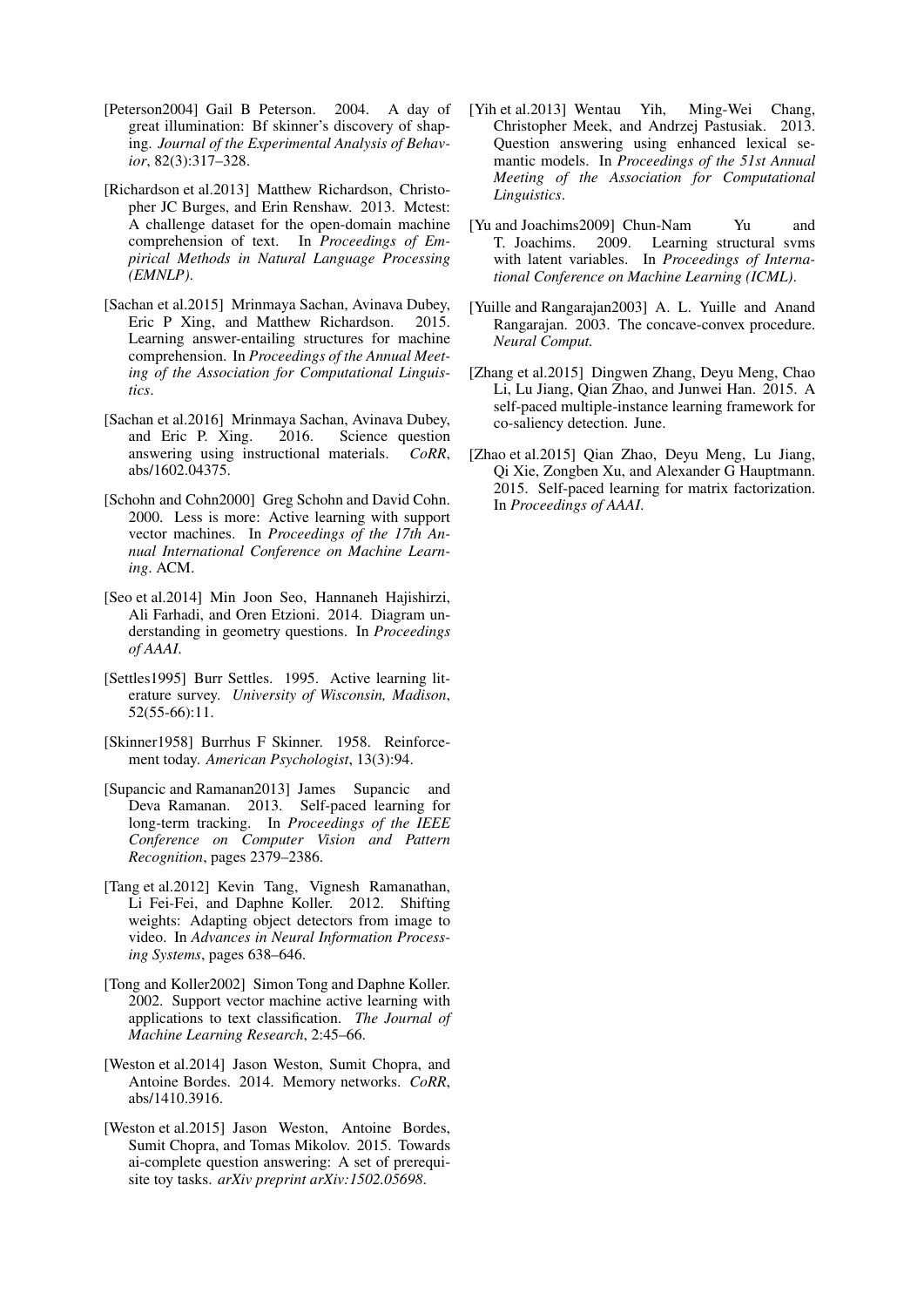[Peterson2004] Gail B Peterson. 2004. A day of great illumination: Bf skinner's discovery of shaping. *Journal of the Experimental Analysis of Behavior*, 82(3):317–328.

[Richardson et al.2013] Matthew Richardson, Christopher JC Burges, and Erin Renshaw. 2013. Mctest: A challenge dataset for the open-domain machine comprehension of text. In *Proceedings of Empirical Methods in Natural Language Processing (EMNLP)*.

[Sachan et al.2015] Mrinmaya Sachan, Avinava Dubey, Eric P Xing, and Matthew Richardson. 2015. Learning answer-entailing structures for machine comprehension. In *Proceedings of the Annual Meeting of the Association for Computational Linguistics*.

[Sachan et al.2016] Mrinmaya Sachan, Avinava Dubey, and Eric P. Xing. 2016. Science question answering using instructional materials. *CoRR*, abs/1602.04375.

[Schohn and Cohn2000] Greg Schohn and David Cohn. 2000. Less is more: Active learning with support vector machines. In *Proceedings of the 17th Annual International Conference on Machine Learning*. ACM.

[Seo et al.2014] Min Joon Seo, Hannaneh Hajishirzi, Ali Farhadi, and Oren Etzioni. 2014. Diagram understanding in geometry questions. In *Proceedings of AAAI*.

[Settles1995] Burr Settles. 1995. Active learning literature survey. *University of Wisconsin, Madison*, 52(55-66):11.

[Skinner1958] Burrhus F Skinner. 1958. Reinforcement today. *American Psychologist*, 13(3):94.

[Supancic and Ramanan2013] James Supancic and Deva Ramanan. 2013. Self-paced learning for long-term tracking. In *Proceedings of the IEEE Conference on Computer Vision and Pattern Recognition*, pages 2379–2386.

[Tang et al.2012] Kevin Tang, Vignesh Ramanathan, Li Fei-Fei, and Daphne Koller. 2012. Shifting weights: Adapting object detectors from image to video. In *Advances in Neural Information Processing Systems*, pages 638–646.

[Tong and Koller2002] Simon Tong and Daphne Koller. 2002. Support vector machine active learning with applications to text classification. *The Journal of Machine Learning Research*, 2:45–66.

[Weston et al.2014] Jason Weston, Sumit Chopra, and Antoine Bordes. 2014. Memory networks. *CoRR*, abs/1410.3916.

[Weston et al.2015] Jason Weston, Antoine Bordes, Sumit Chopra, and Tomas Mikolov. 2015. Towards ai-complete question answering: A set of prerequisite toy tasks. *arXiv preprint arXiv:1502.05698*.

[Yih et al.2013] Wentau Yih, Ming-Wei Chang, Christopher Meek, and Andrzej Pastusiak. 2013. Question answering using enhanced lexical semantic models. In *Proceedings of the 51st Annual Meeting of the Association for Computational Linguistics*.

[Yu and Joachims2009] Chun-Nam Yu and T. Joachims. 2009. Learning structural svms with latent variables. In *Proceedings of International Conference on Machine Learning (ICML)*.

[Yuille and Rangarajan2003] A. L. Yuille and Anand Rangarajan. 2003. The concave-convex procedure. *Neural Comput.*

[Zhang et al.2015] Dingwen Zhang, Deyu Meng, Chao Li, Lu Jiang, Qian Zhao, and Junwei Han. 2015. A self-paced multiple-instance learning framework for co-saliency detection. June.

[Zhao et al.2015] Qian Zhao, Deyu Meng, Lu Jiang, Qi Xie, Zongben Xu, and Alexander G Hauptmann. 2015. Self-paced learning for matrix factorization. In *Proceedings of AAAI*.